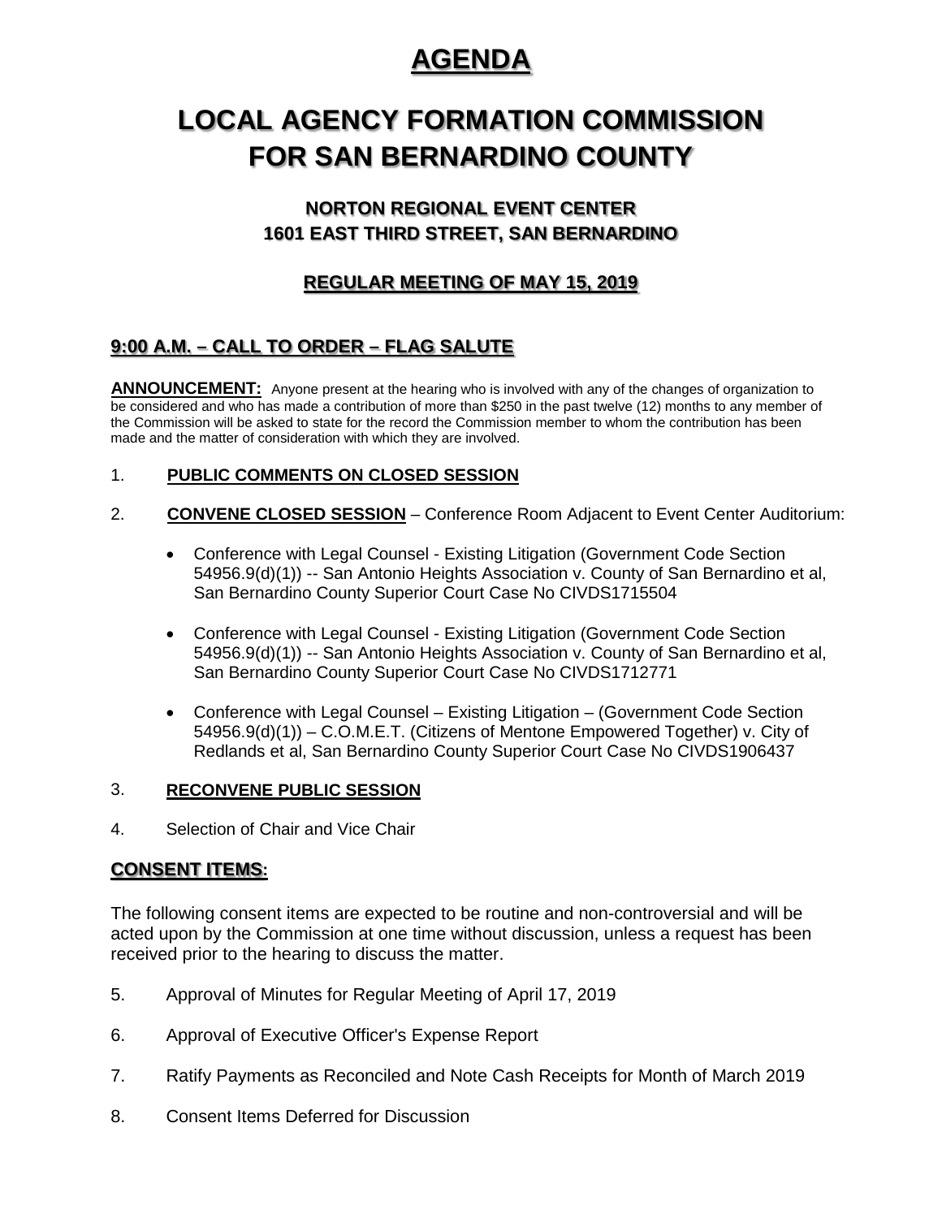# AGENDA

# LOCAL AGENCY FORMATION COMMISSION FOR SAN BERNARDINO COUNTY

### NORTON REGIONAL EVENT CENTER
### 1601 EAST THIRD STREET, SAN BERNARDINO

### REGULAR MEETING OF MAY 15, 2019

## 9:00 A.M. – CALL TO ORDER – FLAG SALUTE

**ANNOUNCEMENT:** Anyone present at the hearing who is involved with any of the changes of organization to be considered and who has made a contribution of more than $250 in the past twelve (12) months to any member of the Commission will be asked to state for the record the Commission member to whom the contribution has been made and the matter of consideration with which they are involved.

1. **PUBLIC COMMENTS ON CLOSED SESSION**

2. **CONVENE CLOSED SESSION** – Conference Room Adjacent to Event Center Auditorium:

   - Conference with Legal Counsel - Existing Litigation (Government Code Section 54956.9(d)(1)) -- San Antonio Heights Association v. County of San Bernardino et al, San Bernardino County Superior Court Case No CIVDS1715504

   - Conference with Legal Counsel - Existing Litigation (Government Code Section 54956.9(d)(1)) -- San Antonio Heights Association v. County of San Bernardino et al, San Bernardino County Superior Court Case No CIVDS1712771

   - Conference with Legal Counsel – Existing Litigation – (Government Code Section 54956.9(d)(1)) – C.O.M.E.T. (Citizens of Mentone Empowered Together) v. City of Redlands et al, San Bernardino County Superior Court Case No CIVDS1906437

3. **RECONVENE PUBLIC SESSION**

4. Selection of Chair and Vice Chair

## CONSENT ITEMS:

The following consent items are expected to be routine and non-controversial and will be acted upon by the Commission at one time without discussion, unless a request has been received prior to the hearing to discuss the matter.

5. Approval of Minutes for Regular Meeting of April 17, 2019

6. Approval of Executive Officer's Expense Report

7. Ratify Payments as Reconciled and Note Cash Receipts for Month of March 2019

8. Consent Items Deferred for Discussion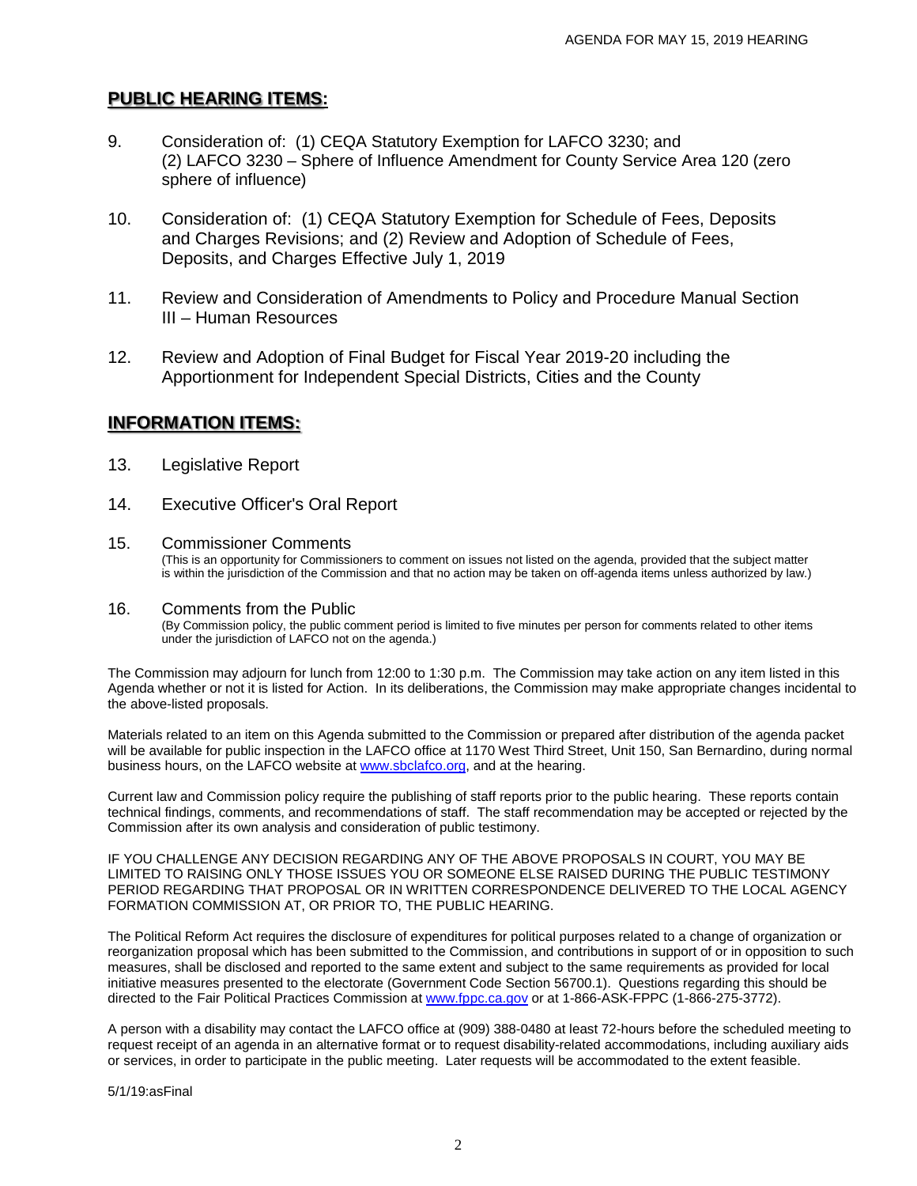## PUBLIC HEARING ITEMS:

9. Consideration of: (1) CEQA Statutory Exemption for LAFCO 3230; and (2) LAFCO 3230 – Sphere of Influence Amendment for County Service Area 120 (zero sphere of influence)

10. Consideration of: (1) CEQA Statutory Exemption for Schedule of Fees, Deposits and Charges Revisions; and (2) Review and Adoption of Schedule of Fees, Deposits, and Charges Effective July 1, 2019

11. Review and Consideration of Amendments to Policy and Procedure Manual Section III – Human Resources

12. Review and Adoption of Final Budget for Fiscal Year 2019-20 including the Apportionment for Independent Special Districts, Cities and the County

## INFORMATION ITEMS:

13. Legislative Report

14. Executive Officer's Oral Report

15. Commissioner Comments
(This is an opportunity for Commissioners to comment on issues not listed on the agenda, provided that the subject matter is within the jurisdiction of the Commission and that no action may be taken on off-agenda items unless authorized by law.)

16. Comments from the Public
(By Commission policy, the public comment period is limited to five minutes per person for comments related to other items under the jurisdiction of LAFCO not on the agenda.)

The Commission may adjourn for lunch from 12:00 to 1:30 p.m. The Commission may take action on any item listed in this Agenda whether or not it is listed for Action. In its deliberations, the Commission may make appropriate changes incidental to the above-listed proposals.

Materials related to an item on this Agenda submitted to the Commission or prepared after distribution of the agenda packet will be available for public inspection in the LAFCO office at 1170 West Third Street, Unit 150, San Bernardino, during normal business hours, on the LAFCO website at www.sbclafco.org, and at the hearing.

Current law and Commission policy require the publishing of staff reports prior to the public hearing. These reports contain technical findings, comments, and recommendations of staff. The staff recommendation may be accepted or rejected by the Commission after its own analysis and consideration of public testimony.

IF YOU CHALLENGE ANY DECISION REGARDING ANY OF THE ABOVE PROPOSALS IN COURT, YOU MAY BE LIMITED TO RAISING ONLY THOSE ISSUES YOU OR SOMEONE ELSE RAISED DURING THE PUBLIC TESTIMONY PERIOD REGARDING THAT PROPOSAL OR IN WRITTEN CORRESPONDENCE DELIVERED TO THE LOCAL AGENCY FORMATION COMMISSION AT, OR PRIOR TO, THE PUBLIC HEARING.

The Political Reform Act requires the disclosure of expenditures for political purposes related to a change of organization or reorganization proposal which has been submitted to the Commission, and contributions in support of or in opposition to such measures, shall be disclosed and reported to the same extent and subject to the same requirements as provided for local initiative measures presented to the electorate (Government Code Section 56700.1). Questions regarding this should be directed to the Fair Political Practices Commission at www.fppc.ca.gov or at 1-866-ASK-FPPC (1-866-275-3772).

A person with a disability may contact the LAFCO office at (909) 388-0480 at least 72-hours before the scheduled meeting to request receipt of an agenda in an alternative format or to request disability-related accommodations, including auxiliary aids or services, in order to participate in the public meeting. Later requests will be accommodated to the extent feasible.

5/1/19:asFinal